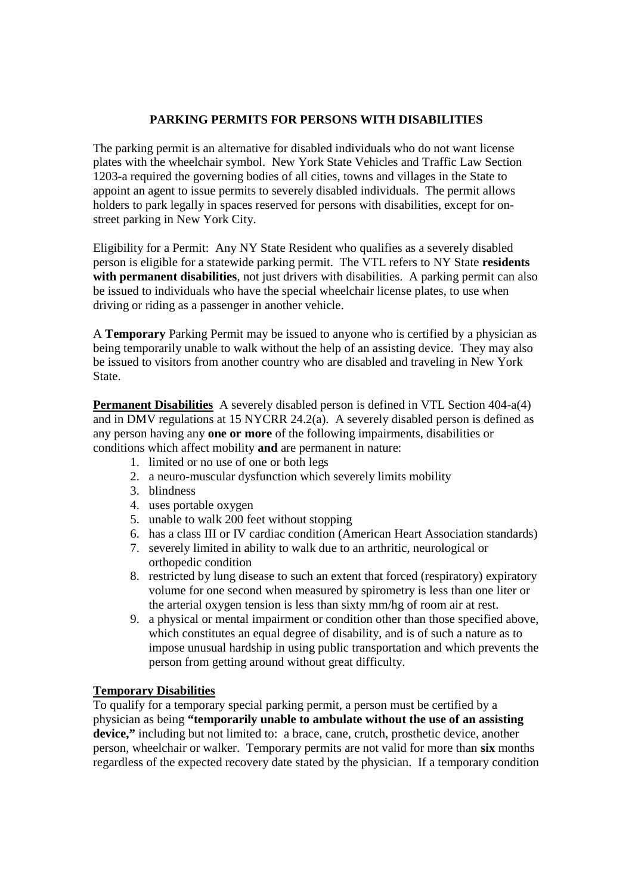# PARKING PERMITS FOR PERSONS WITH DISABILITIES

The parking permit is an alternative for disabled individuals who do not want license plates with the wheelchair symbol. New York State Vehicles and Traffic Law Section 1203-a required the governing bodies of all cities, towns and villages in the State to appoint an agent to issue permits to severely disabled individuals. The permit allows holders to park legally in spaces reserved for persons with disabilities, except for on-street parking in New York City.

Eligibility for a Permit: Any NY State Resident who qualifies as a severely disabled person is eligible for a statewide parking permit. The VTL refers to NY State **residents with permanent disabilities**, not just drivers with disabilities. A parking permit can also be issued to individuals who have the special wheelchair license plates, to use when driving or riding as a passenger in another vehicle.

A **Temporary** Parking Permit may be issued to anyone who is certified by a physician as being temporarily unable to walk without the help of an assisting device. They may also be issued to visitors from another country who are disabled and traveling in New York State.

**Permanent Disabilities** A severely disabled person is defined in VTL Section 404-a(4) and in DMV regulations at 15 NYCRR 24.2(a). A severely disabled person is defined as any person having any **one or more** of the following impairments, disabilities or conditions which affect mobility **and** are permanent in nature:

1. limited or no use of one or both legs
2. a neuro-muscular dysfunction which severely limits mobility
3. blindness
4. uses portable oxygen
5. unable to walk 200 feet without stopping
6. has a class III or IV cardiac condition (American Heart Association standards)
7. severely limited in ability to walk due to an arthritic, neurological or orthopedic condition
8. restricted by lung disease to such an extent that forced (respiratory) expiratory volume for one second when measured by spirometry is less than one liter or the arterial oxygen tension is less than sixty mm/hg of room air at rest.
9. a physical or mental impairment or condition other than those specified above, which constitutes an equal degree of disability, and is of such a nature as to impose unusual hardship in using public transportation and which prevents the person from getting around without great difficulty.

**Temporary Disabilities**

To qualify for a temporary special parking permit, a person must be certified by a physician as being **"temporarily unable to ambulate without the use of an assisting device,"** including but not limited to: a brace, cane, crutch, prosthetic device, another person, wheelchair or walker. Temporary permits are not valid for more than **six** months regardless of the expected recovery date stated by the physician. If a temporary condition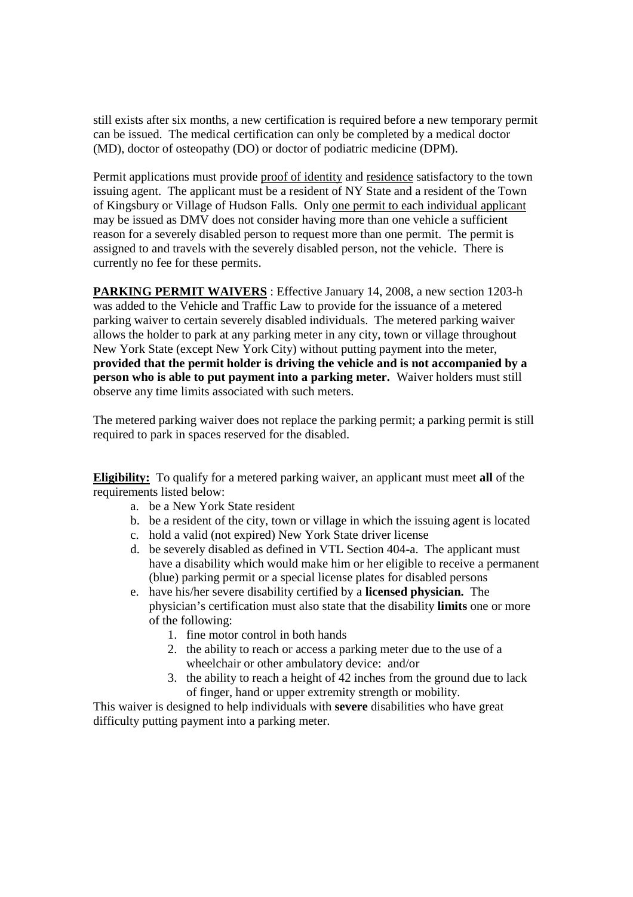still exists after six months, a new certification is required before a new temporary permit can be issued. The medical certification can only be completed by a medical doctor (MD), doctor of osteopathy (DO) or doctor of podiatric medicine (DPM).

Permit applications must provide proof of identity and residence satisfactory to the town issuing agent. The applicant must be a resident of NY State and a resident of the Town of Kingsbury or Village of Hudson Falls. Only one permit to each individual applicant may be issued as DMV does not consider having more than one vehicle a sufficient reason for a severely disabled person to request more than one permit. The permit is assigned to and travels with the severely disabled person, not the vehicle. There is currently no fee for these permits.

**PARKING PERMIT WAIVERS** : Effective January 14, 2008, a new section 1203-h was added to the Vehicle and Traffic Law to provide for the issuance of a metered parking waiver to certain severely disabled individuals. The metered parking waiver allows the holder to park at any parking meter in any city, town or village throughout New York State (except New York City) without putting payment into the meter, **provided that the permit holder is driving the vehicle and is not accompanied by a person who is able to put payment into a parking meter.** Waiver holders must still observe any time limits associated with such meters.

The metered parking waiver does not replace the parking permit; a parking permit is still required to park in spaces reserved for the disabled.

**Eligibility:** To qualify for a metered parking waiver, an applicant must meet **all** of the requirements listed below:

a. be a New York State resident
b. be a resident of the city, town or village in which the issuing agent is located
c. hold a valid (not expired) New York State driver license
d. be severely disabled as defined in VTL Section 404-a. The applicant must have a disability which would make him or her eligible to receive a permanent (blue) parking permit or a special license plates for disabled persons
e. have his/her severe disability certified by a **licensed physician.** The physician's certification must also state that the disability **limits** one or more of the following:
    1. fine motor control in both hands
    2. the ability to reach or access a parking meter due to the use of a wheelchair or other ambulatory device: and/or
    3. the ability to reach a height of 42 inches from the ground due to lack of finger, hand or upper extremity strength or mobility.

This waiver is designed to help individuals with **severe** disabilities who have great difficulty putting payment into a parking meter.